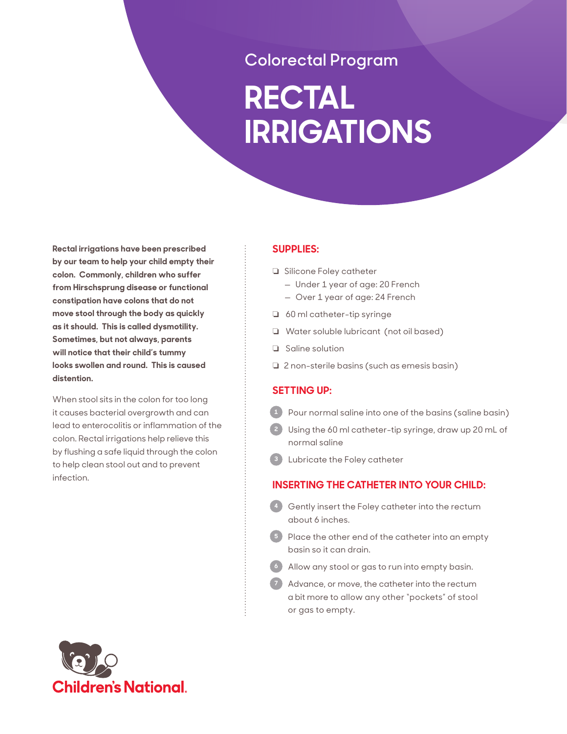Colorectal Program

# RECTAL IRRIGATIONS

**Rectal irrigations have been prescribed by our team to help your child empty their colon. Commonly, children who suffer from Hirschsprung disease or functional constipation have colons that do not move stool through the body as quickly as it should. This is called dysmotility. Sometimes, but not always, parents will notice that their child's tummy looks swollen and round. This is caused distention.**

When stool sits in the colon for too long it causes bacterial overgrowth and can lead to enterocolitis or inflammation of the colon. Rectal irrigations help relieve this by flushing a safe liquid through the colon to help clean stool out and to prevent infection.

## SUPPLIES:

- ❏ Silicone Foley catheter
  - Under 1 year of age: 20 French
  - Over 1 year of age: 24 French
- ❏ 60 ml catheter-tip syringe
- ❏ Water soluble lubricant (not oil based)
- ❏ Saline solution
- ❏ 2 non-sterile basins (such as emesis basin)

## SETTING UP:

1. Pour normal saline into one of the basins (saline basin)
2. Using the 60 ml catheter-tip syringe, draw up 20 mL of normal saline
3. Lubricate the Foley catheter

## INSERTING THE CATHETER INTO YOUR CHILD:

4. Gently insert the Foley catheter into the rectum about 6 inches.
5. Place the other end of the catheter into an empty basin so it can drain.
6. Allow any stool or gas to run into empty basin.
7. Advance, or move, the catheter into the rectum a bit more to allow any other "pockets" of stool or gas to empty.

Children's National.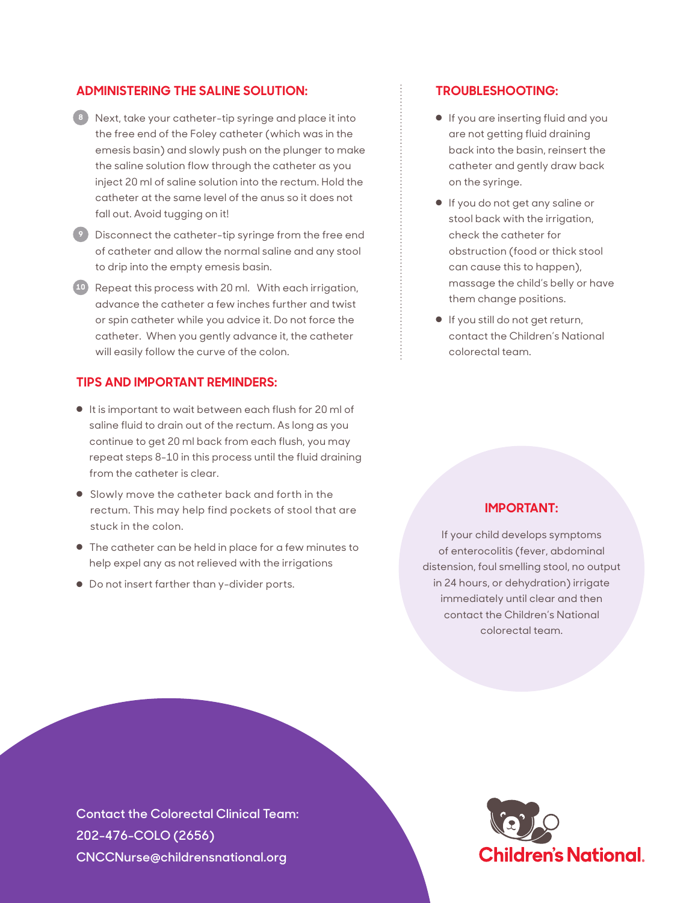## ADMINISTERING THE SALINE SOLUTION:

8. Next, take your catheter-tip syringe and place it into the free end of the Foley catheter (which was in the emesis basin) and slowly push on the plunger to make the saline solution flow through the catheter as you inject 20 ml of saline solution into the rectum. Hold the catheter at the same level of the anus so it does not fall out. Avoid tugging on it!
9. Disconnect the catheter-tip syringe from the free end of catheter and allow the normal saline and any stool to drip into the empty emesis basin.
10. Repeat this process with 20 ml. With each irrigation, advance the catheter a few inches further and twist or spin catheter while you advice it. Do not force the catheter. When you gently advance it, the catheter will easily follow the curve of the colon.

## TIPS AND IMPORTANT REMINDERS:

- It is important to wait between each flush for 20 ml of saline fluid to drain out of the rectum. As long as you continue to get 20 ml back from each flush, you may repeat steps 8-10 in this process until the fluid draining from the catheter is clear.
- Slowly move the catheter back and forth in the rectum. This may help find pockets of stool that are stuck in the colon.
- The catheter can be held in place for a few minutes to help expel any as not relieved with the irrigations
- Do not insert farther than y-divider ports.

## TROUBLESHOOTING:

- If you are inserting fluid and you are not getting fluid draining back into the basin, reinsert the catheter and gently draw back on the syringe.
- If you do not get any saline or stool back with the irrigation, check the catheter for obstruction (food or thick stool can cause this to happen), massage the child's belly or have them change positions.
- If you still do not get return, contact the Children's National colorectal team.

## IMPORTANT:

If your child develops symptoms of enterocolitis (fever, abdominal distension, foul smelling stool, no output in 24 hours, or dehydration) irrigate immediately until clear and then contact the Children's National colorectal team.

**Contact the Colorectal Clinical Team:**
**202-476-COLO (2656)**
**CNCCNurse@childrensnational.org**

Children's National.